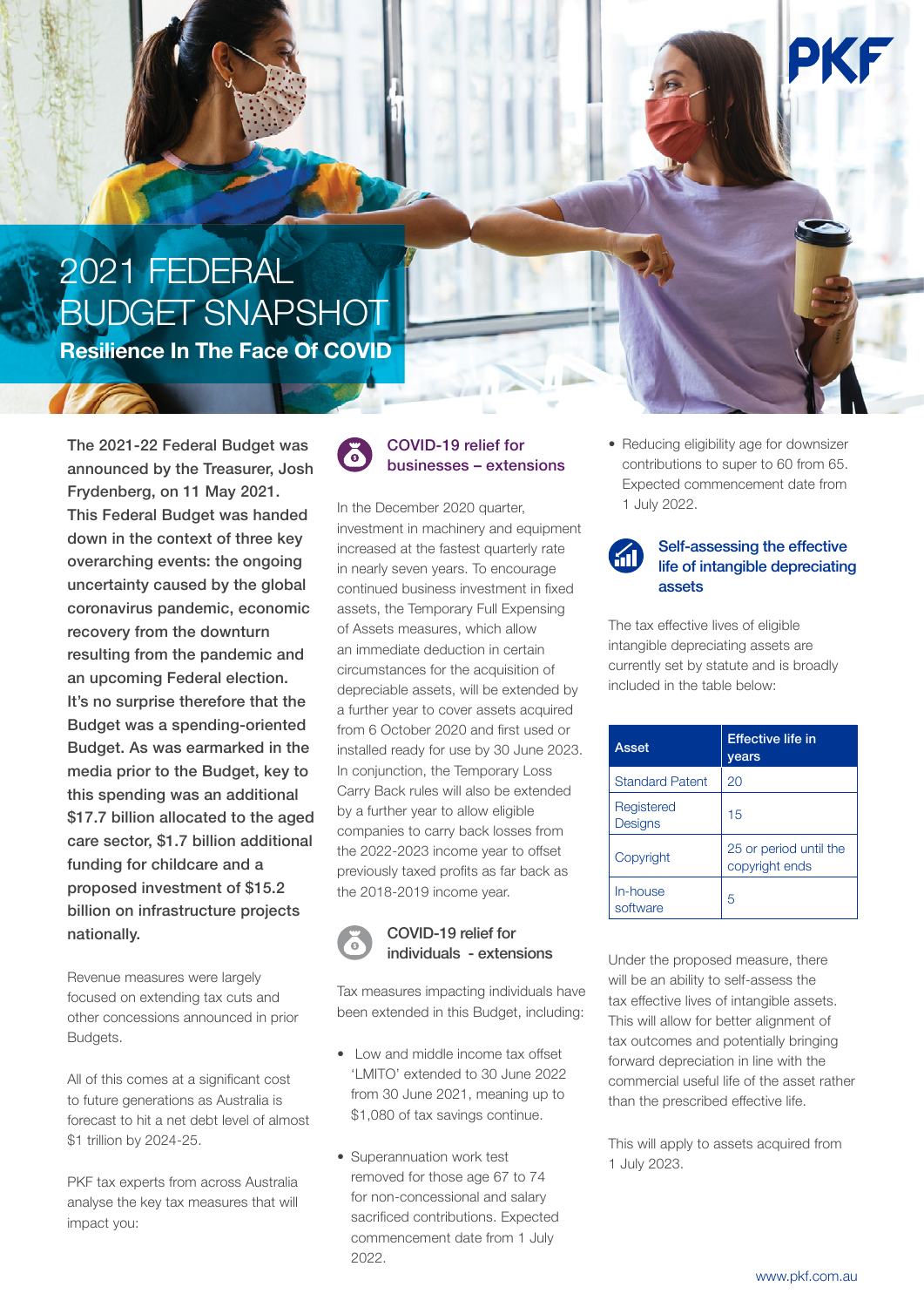# 2021 FEDERAL BUDGET SNAPSHOT

## Resilience In The Face Of COVID

**The 2021-22 Federal Budget was announced by the Treasurer, Josh Frydenberg, on 11 May 2021. This Federal Budget was handed down in the context of three key overarching events: the ongoing uncertainty caused by the global coronavirus pandemic, economic recovery from the downturn resulting from the pandemic and an upcoming Federal election. It's no surprise therefore that the Budget was a spending-oriented Budget. As was earmarked in the media prior to the Budget, key to this spending was an additional $17.7 billion allocated to the aged care sector, $1.7 billion additional funding for childcare and a proposed investment of $15.2 billion on infrastructure projects nationally.**

Revenue measures were largely focused on extending tax cuts and other concessions announced in prior Budgets.

All of this comes at a significant cost to future generations as Australia is forecast to hit a net debt level of almost $1 trillion by 2024-25.

PKF tax experts from across Australia analyse the key tax measures that will impact you:

### COVID-19 relief for businesses – extensions

In the December 2020 quarter, investment in machinery and equipment increased at the fastest quarterly rate in nearly seven years. To encourage continued business investment in fixed assets, the Temporary Full Expensing of Assets measures, which allow an immediate deduction in certain circumstances for the acquisition of depreciable assets, will be extended by a further year to cover assets acquired from 6 October 2020 and first used or installed ready for use by 30 June 2023. In conjunction, the Temporary Loss Carry Back rules will also be extended by a further year to allow eligible companies to carry back losses from the 2022-2023 income year to offset previously taxed profits as far back as the 2018-2019 income year.

### COVID-19 relief for individuals - extensions

Tax measures impacting individuals have been extended in this Budget, including:

- Low and middle income tax offset 'LMITO' extended to 30 June 2022 from 30 June 2021, meaning up to $1,080 of tax savings continue.
- Superannuation work test removed for those age 67 to 74 for non-concessional and salary sacrificed contributions. Expected commencement date from 1 July 2022.
- Reducing eligibility age for downsizer contributions to super to 60 from 65. Expected commencement date from 1 July 2022.

### Self-assessing the effective life of intangible depreciating assets

The tax effective lives of eligible intangible depreciating assets are currently set by statute and is broadly included in the table below:

| Asset | Effective life in years |
|---|---|
| Standard Patent | 20 |
| Registered Designs | 15 |
| Copyright | 25 or period until the copyright ends |
| In-house software | 5 |

Under the proposed measure, there will be an ability to self-assess the tax effective lives of intangible assets. This will allow for better alignment of tax outcomes and potentially bringing forward depreciation in line with the commercial useful life of the asset rather than the prescribed effective life.

This will apply to assets acquired from 1 July 2023.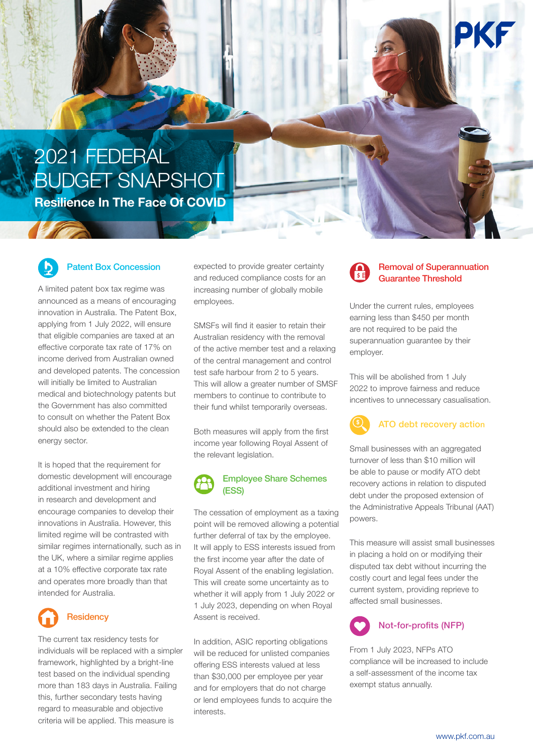# 2021 FEDERAL BUDGET SNAPSHOT

**Resilience In The Face Of COVID**

## Patent Box Concession

A limited patent box tax regime was announced as a means of encouraging innovation in Australia. The Patent Box, applying from 1 July 2022, will ensure that eligible companies are taxed at an effective corporate tax rate of 17% on income derived from Australian owned and developed patents. The concession will initially be limited to Australian medical and biotechnology patents but the Government has also committed to consult on whether the Patent Box should also be extended to the clean energy sector.

It is hoped that the requirement for domestic development will encourage additional investment and hiring in research and development and encourage companies to develop their innovations in Australia. However, this limited regime will be contrasted with similar regimes internationally, such as in the UK, where a similar regime applies at a 10% effective corporate tax rate and operates more broadly than that intended for Australia.

## Residency

The current tax residency tests for individuals will be replaced with a simpler framework, highlighted by a bright-line test based on the individual spending more than 183 days in Australia. Failing this, further secondary tests having regard to measurable and objective criteria will be applied. This measure is expected to provide greater certainty and reduced compliance costs for an increasing number of globally mobile employees.

SMSFs will find it easier to retain their Australian residency with the removal of the active member test and a relaxing of the central management and control test safe harbour from 2 to 5 years. This will allow a greater number of SMSF members to continue to contribute to their fund whilst temporarily overseas.

Both measures will apply from the first income year following Royal Assent of the relevant legislation.

## Employee Share Schemes (ESS)

The cessation of employment as a taxing point will be removed allowing a potential further deferral of tax by the employee. It will apply to ESS interests issued from the first income year after the date of Royal Assent of the enabling legislation. This will create some uncertainty as to whether it will apply from 1 July 2022 or 1 July 2023, depending on when Royal Assent is received.

In addition, ASIC reporting obligations will be reduced for unlisted companies offering ESS interests valued at less than $30,000 per employee per year and for employers that do not charge or lend employees funds to acquire the interests.

## Removal of Superannuation Guarantee Threshold

Under the current rules, employees earning less than $450 per month are not required to be paid the superannuation guarantee by their employer.

This will be abolished from 1 July 2022 to improve fairness and reduce incentives to unnecessary casualisation.

## ATO debt recovery action

Small businesses with an aggregated turnover of less than $10 million will be able to pause or modify ATO debt recovery actions in relation to disputed debt under the proposed extension of the Administrative Appeals Tribunal (AAT) powers.

This measure will assist small businesses in placing a hold on or modifying their disputed tax debt without incurring the costly court and legal fees under the current system, providing reprieve to affected small businesses.

## Not-for-profits (NFP)

From 1 July 2023, NFPs ATO compliance will be increased to include a self-assessment of the income tax exempt status annually.

www.pkf.com.au